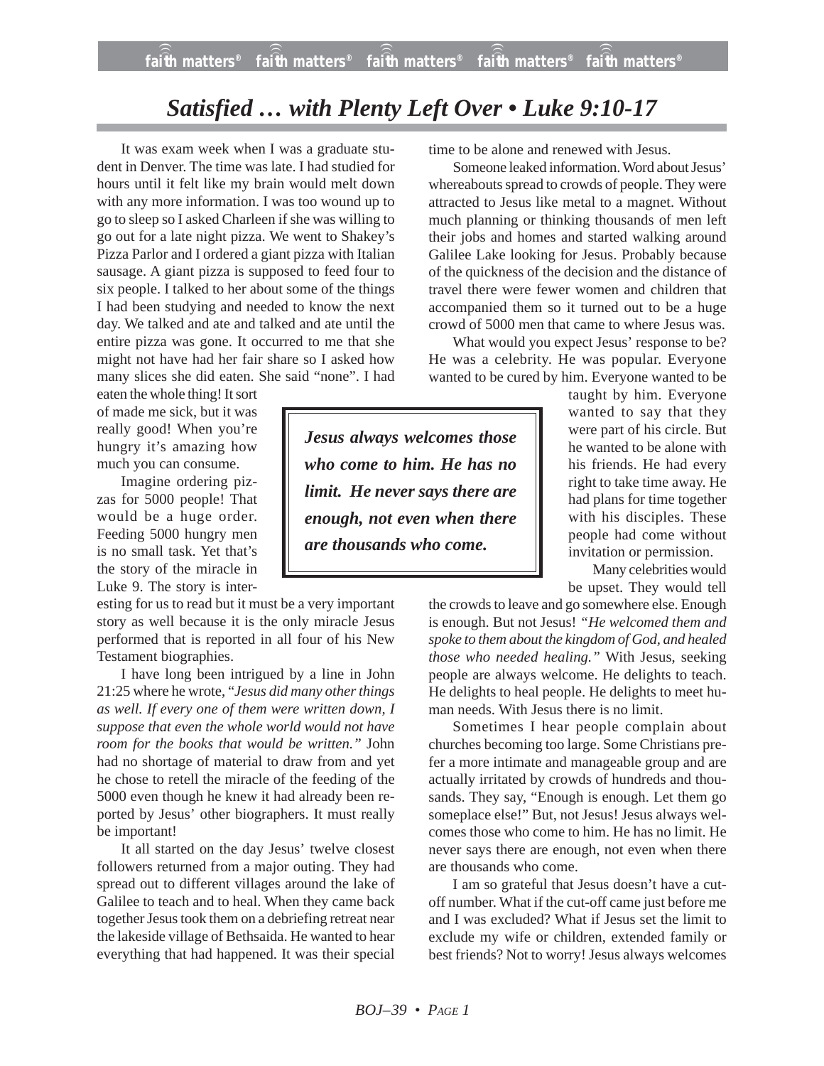# *Satisfied … with Plenty Left Over • Luke 9:10-17*

It was exam week when I was a graduate student in Denver. The time was late. I had studied for hours until it felt like my brain would melt down with any more information. I was too wound up to go to sleep so I asked Charleen if she was willing to go out for a late night pizza. We went to Shakey's Pizza Parlor and I ordered a giant pizza with Italian sausage. A giant pizza is supposed to feed four to six people. I talked to her about some of the things I had been studying and needed to know the next day. We talked and ate and talked and ate until the entire pizza was gone. It occurred to me that she might not have had her fair share so I asked how many slices she did eaten. She said "none". I had eaten the whole thing! It sort of made me sick, but it was really good! When you're hungry it's amazing how much you can consume.

Imagine ordering pizzas for 5000 people! That would be a huge order. Feeding 5000 hungry men is no small task. Yet that's the story of the miracle in Luke 9. The story is interesting for us to read but it must be a very important story as well because it is the only miracle Jesus performed that is reported in all four of his New Testament biographies.

I have long been intrigued by a line in John 21:25 where he wrote, "*Jesus did many other things as well. If every one of them were written down, I suppose that even the whole world would not have room for the books that would be written.*" John had no shortage of material to draw from and yet he chose to retell the miracle of the feeding of the 5000 even though he knew it had already been reported by Jesus' other biographers. It must really be important!

It all started on the day Jesus' twelve closest followers returned from a major outing. They had spread out to different villages around the lake of Galilee to teach and to heal. When they came back together Jesus took them on a debriefing retreat near the lakeside village of Bethsaida. He wanted to hear everything that had happened. It was their special time to be alone and renewed with Jesus.

Someone leaked information. Word about Jesus' whereabouts spread to crowds of people. They were attracted to Jesus like metal to a magnet. Without much planning or thinking thousands of men left their jobs and homes and started walking around Galilee Lake looking for Jesus. Probably because of the quickness of the decision and the distance of travel there were fewer women and children that accompanied them so it turned out to be a huge crowd of 5000 men that came to where Jesus was.

What would you expect Jesus' response to be? He was a celebrity. He was popular. Everyone wanted to be cured by him. Everyone wanted to be taught by him. Everyone wanted to say that they were part of his circle. But he wanted to be alone with his friends. He had every right to take time away. He had plans for time together with his disciples. These people had come without invitation or permission.

> ***Jesus always welcomes those who come to him. He has no limit. He never says there are enough, not even when there are thousands who come.***

Many celebrities would be upset. They would tell the crowds to leave and go somewhere else. Enough is enough. But not Jesus! *"He welcomed them and spoke to them about the kingdom of God, and healed those who needed healing."* With Jesus, seeking people are always welcome. He delights to teach. He delights to heal people. He delights to meet human needs. With Jesus there is no limit.

Sometimes I hear people complain about churches becoming too large. Some Christians prefer a more intimate and manageable group and are actually irritated by crowds of hundreds and thousands. They say, "Enough is enough. Let them go someplace else!" But, not Jesus! Jesus always welcomes those who come to him. He has no limit. He never says there are enough, not even when there are thousands who come.

I am so grateful that Jesus doesn't have a cut-off number. What if the cut-off came just before me and I was excluded? What if Jesus set the limit to exclude my wife or children, extended family or best friends? Not to worry! Jesus always welcomes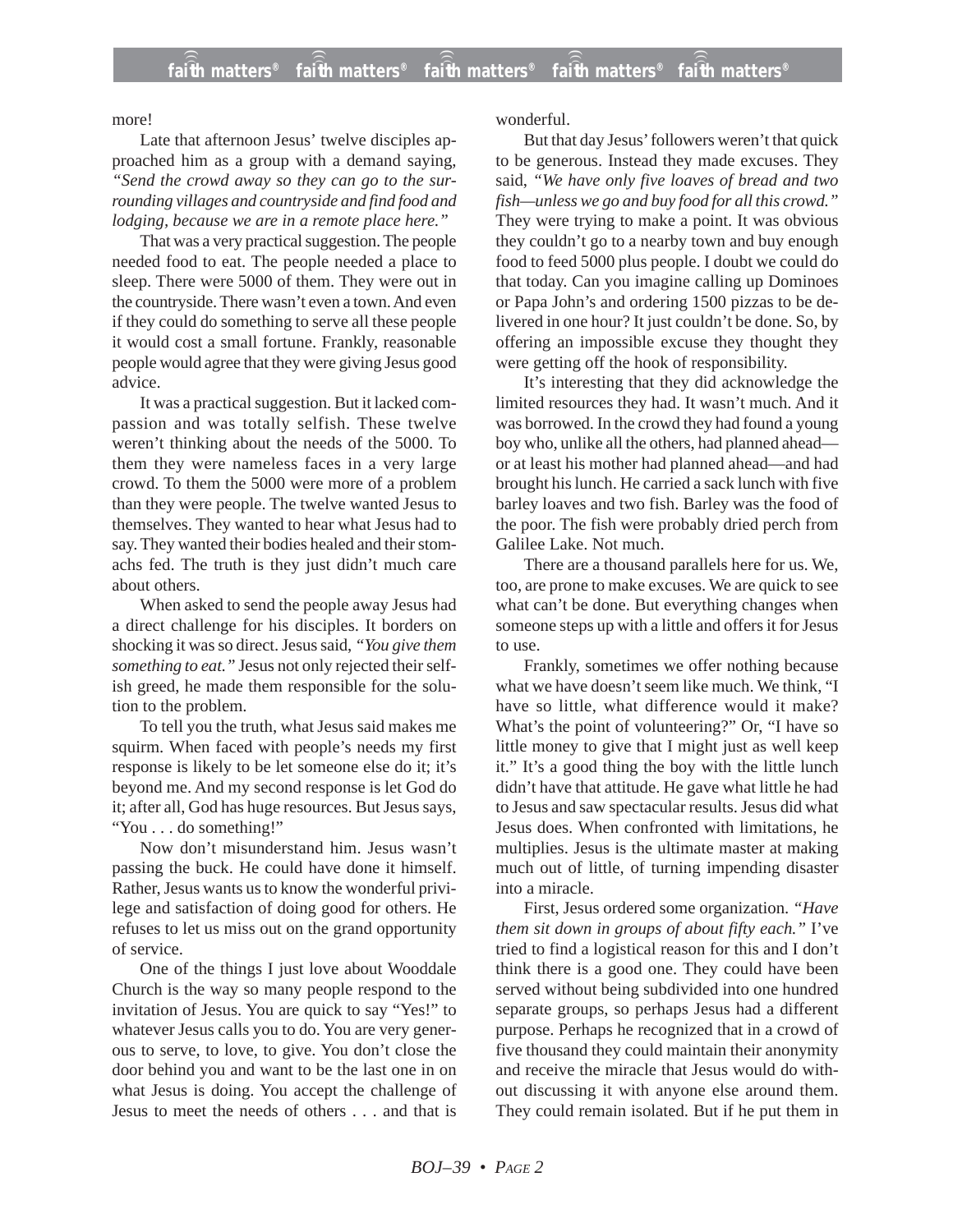more!

Late that afternoon Jesus' twelve disciples approached him as a group with a demand saying, *"Send the crowd away so they can go to the surrounding villages and countryside and find food and lodging, because we are in a remote place here."*

That was a very practical suggestion. The people needed food to eat. The people needed a place to sleep. There were 5000 of them. They were out in the countryside. There wasn't even a town. And even if they could do something to serve all these people it would cost a small fortune. Frankly, reasonable people would agree that they were giving Jesus good advice.

It was a practical suggestion. But it lacked compassion and was totally selfish. These twelve weren't thinking about the needs of the 5000. To them they were nameless faces in a very large crowd. To them the 5000 were more of a problem than they were people. The twelve wanted Jesus to themselves. They wanted to hear what Jesus had to say. They wanted their bodies healed and their stomachs fed. The truth is they just didn't much care about others.

When asked to send the people away Jesus had a direct challenge for his disciples. It borders on shocking it was so direct. Jesus said, *"You give them something to eat."* Jesus not only rejected their selfish greed, he made them responsible for the solution to the problem.

To tell you the truth, what Jesus said makes me squirm. When faced with people's needs my first response is likely to be let someone else do it; it's beyond me. And my second response is let God do it; after all, God has huge resources. But Jesus says, "You . . . do something!"

Now don't misunderstand him. Jesus wasn't passing the buck. He could have done it himself. Rather, Jesus wants us to know the wonderful privilege and satisfaction of doing good for others. He refuses to let us miss out on the grand opportunity of service.

One of the things I just love about Wooddale Church is the way so many people respond to the invitation of Jesus. You are quick to say "Yes!" to whatever Jesus calls you to do. You are very generous to serve, to love, to give. You don't close the door behind you and want to be the last one in on what Jesus is doing. You accept the challenge of Jesus to meet the needs of others . . . and that is wonderful.

But that day Jesus' followers weren't that quick to be generous. Instead they made excuses. They said, *"We have only five loaves of bread and two fish—unless we go and buy food for all this crowd."* They were trying to make a point. It was obvious they couldn't go to a nearby town and buy enough food to feed 5000 plus people. I doubt we could do that today. Can you imagine calling up Dominoes or Papa John's and ordering 1500 pizzas to be delivered in one hour? It just couldn't be done. So, by offering an impossible excuse they thought they were getting off the hook of responsibility.

It's interesting that they did acknowledge the limited resources they had. It wasn't much. And it was borrowed. In the crowd they had found a young boy who, unlike all the others, had planned ahead—or at least his mother had planned ahead—and had brought his lunch. He carried a sack lunch with five barley loaves and two fish. Barley was the food of the poor. The fish were probably dried perch from Galilee Lake. Not much.

There are a thousand parallels here for us. We, too, are prone to make excuses. We are quick to see what can't be done. But everything changes when someone steps up with a little and offers it for Jesus to use.

Frankly, sometimes we offer nothing because what we have doesn't seem like much. We think, "I have so little, what difference would it make? What's the point of volunteering?" Or, "I have so little money to give that I might just as well keep it." It's a good thing the boy with the little lunch didn't have that attitude. He gave what little he had to Jesus and saw spectacular results. Jesus did what Jesus does. When confronted with limitations, he multiplies. Jesus is the ultimate master at making much out of little, of turning impending disaster into a miracle.

First, Jesus ordered some organization. *"Have them sit down in groups of about fifty each."* I've tried to find a logistical reason for this and I don't think there is a good one. They could have been served without being subdivided into one hundred separate groups, so perhaps Jesus had a different purpose. Perhaps he recognized that in a crowd of five thousand they could maintain their anonymity and receive the miracle that Jesus would do without discussing it with anyone else around them. They could remain isolated. But if he put them in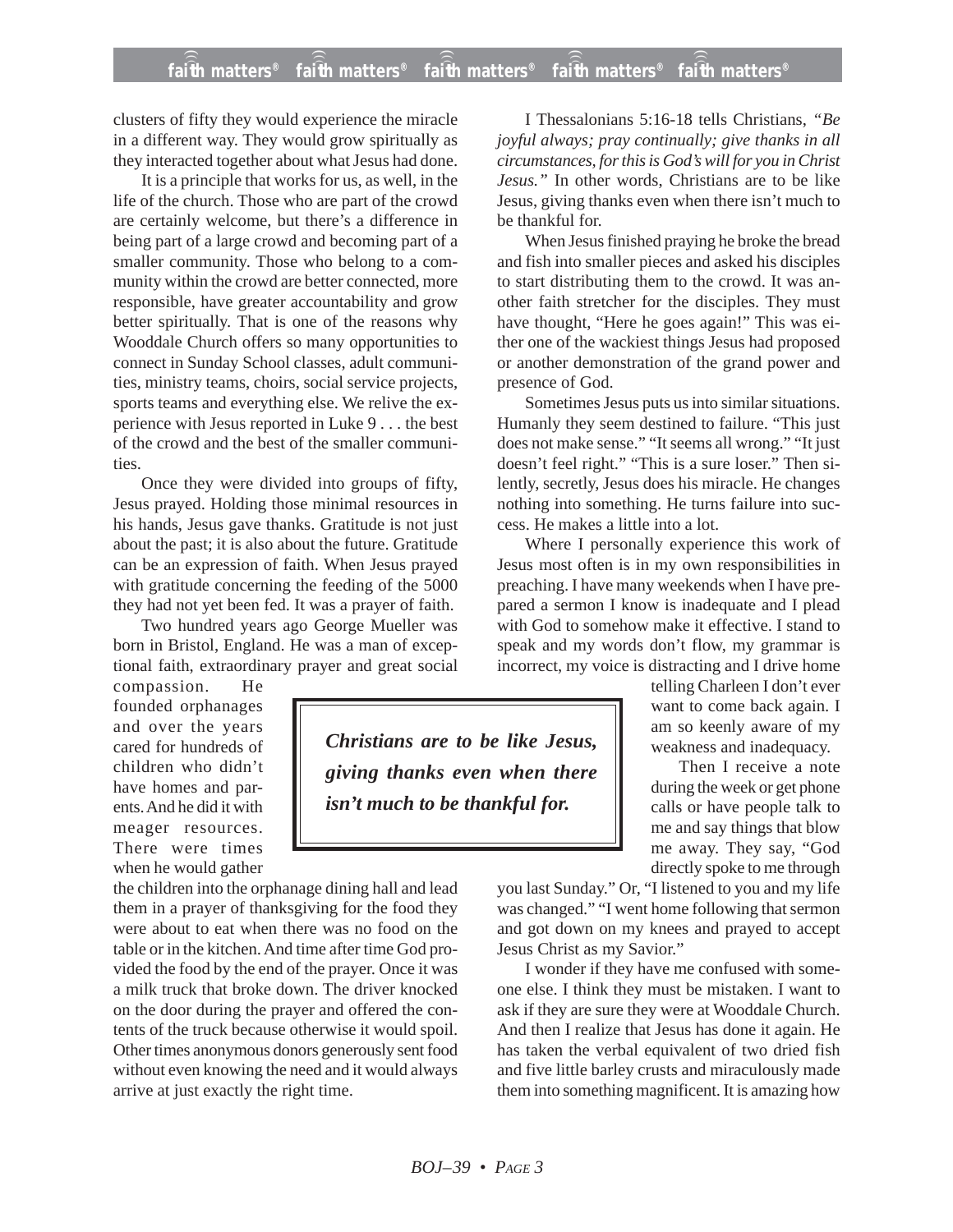clusters of fifty they would experience the miracle in a different way. They would grow spiritually as they interacted together about what Jesus had done.

It is a principle that works for us, as well, in the life of the church. Those who are part of the crowd are certainly welcome, but there's a difference in being part of a large crowd and becoming part of a smaller community. Those who belong to a community within the crowd are better connected, more responsible, have greater accountability and grow better spiritually. That is one of the reasons why Wooddale Church offers so many opportunities to connect in Sunday School classes, adult communities, ministry teams, choirs, social service projects, sports teams and everything else. We relive the experience with Jesus reported in Luke 9 . . . the best of the crowd and the best of the smaller communities.

Once they were divided into groups of fifty, Jesus prayed. Holding those minimal resources in his hands, Jesus gave thanks. Gratitude is not just about the past; it is also about the future. Gratitude can be an expression of faith. When Jesus prayed with gratitude concerning the feeding of the 5000 they had not yet been fed. It was a prayer of faith.

Two hundred years ago George Mueller was born in Bristol, England. He was a man of exceptional faith, extraordinary prayer and great social compassion. He founded orphanages and over the years cared for hundreds of children who didn't have homes and parents. And he did it with meager resources. There were times when he would gather the children into the orphanage dining hall and lead them in a prayer of thanksgiving for the food they were about to eat when there was no food on the table or in the kitchen. And time after time God provided the food by the end of the prayer. Once it was a milk truck that broke down. The driver knocked on the door during the prayer and offered the contents of the truck because otherwise it would spoil. Other times anonymous donors generously sent food without even knowing the need and it would always arrive at just exactly the right time.

> ***Christians are to be like Jesus, giving thanks even when there isn't much to be thankful for.***

I Thessalonians 5:16-18 tells Christians, *"Be joyful always; pray continually; give thanks in all circumstances, for this is God's will for you in Christ Jesus."* In other words, Christians are to be like Jesus, giving thanks even when there isn't much to be thankful for.

When Jesus finished praying he broke the bread and fish into smaller pieces and asked his disciples to start distributing them to the crowd. It was another faith stretcher for the disciples. They must have thought, "Here he goes again!" This was either one of the wackiest things Jesus had proposed or another demonstration of the grand power and presence of God.

Sometimes Jesus puts us into similar situations. Humanly they seem destined to failure. "This just does not make sense." "It seems all wrong." "It just doesn't feel right." "This is a sure loser." Then silently, secretly, Jesus does his miracle. He changes nothing into something. He turns failure into success. He makes a little into a lot.

Where I personally experience this work of Jesus most often is in my own responsibilities in preaching. I have many weekends when I have prepared a sermon I know is inadequate and I plead with God to somehow make it effective. I stand to speak and my words don't flow, my grammar is incorrect, my voice is distracting and I drive home telling Charleen I don't ever want to come back again. I am so keenly aware of my weakness and inadequacy.

Then I receive a note during the week or get phone calls or have people talk to me and say things that blow me away. They say, "God directly spoke to me through you last Sunday." Or, "I listened to you and my life was changed." "I went home following that sermon and got down on my knees and prayed to accept Jesus Christ as my Savior."

I wonder if they have me confused with someone else. I think they must be mistaken. I want to ask if they are sure they were at Wooddale Church. And then I realize that Jesus has done it again. He has taken the verbal equivalent of two dried fish and five little barley crusts and miraculously made them into something magnificent. It is amazing how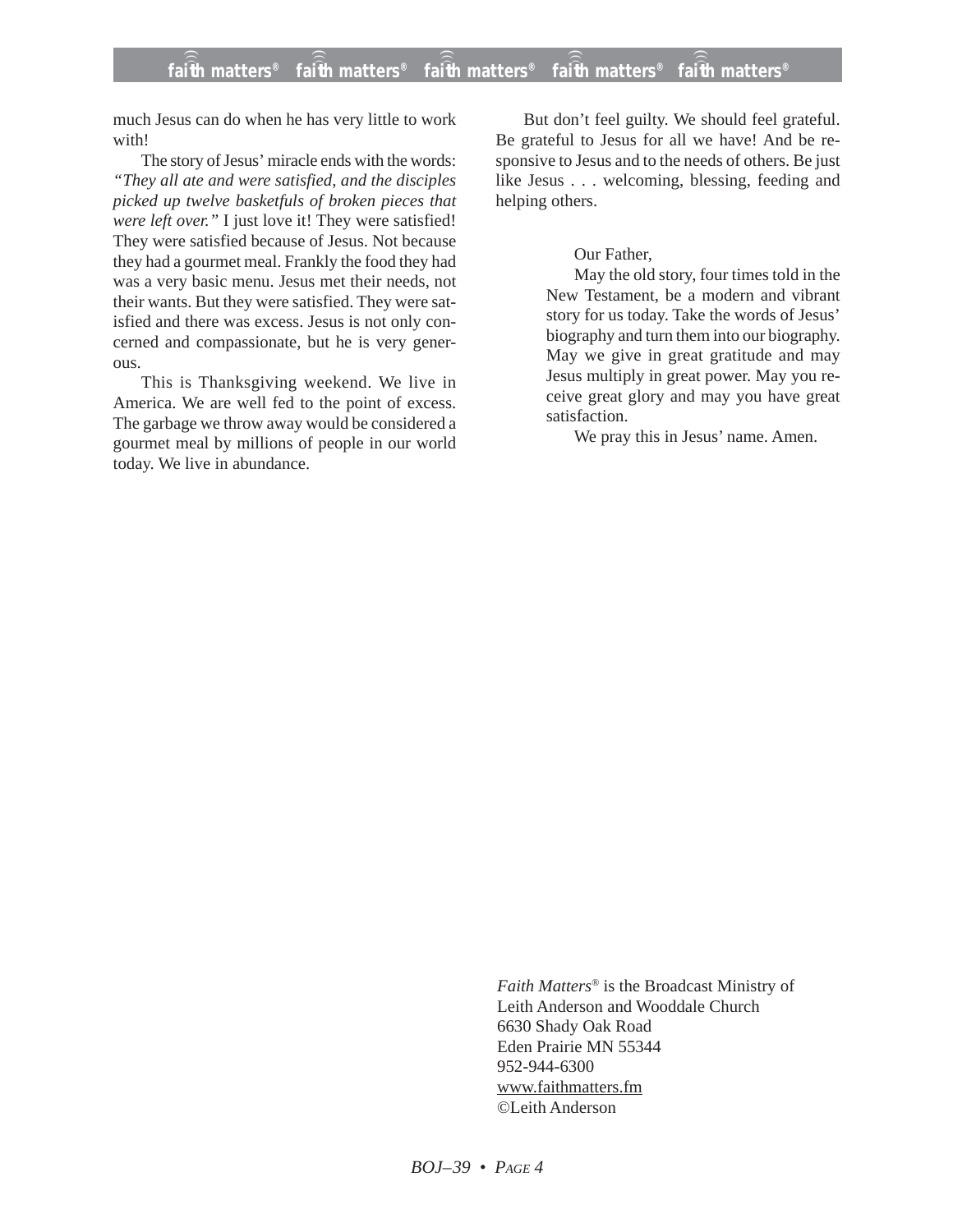much Jesus can do when he has very little to work with!

The story of Jesus' miracle ends with the words: *"They all ate and were satisfied, and the disciples picked up twelve basketfuls of broken pieces that were left over."* I just love it! They were satisfied! They were satisfied because of Jesus. Not because they had a gourmet meal. Frankly the food they had was a very basic menu. Jesus met their needs, not their wants. But they were satisfied. They were satisfied and there was excess. Jesus is not only concerned and compassionate, but he is very generous.

This is Thanksgiving weekend. We live in America. We are well fed to the point of excess. The garbage we throw away would be considered a gourmet meal by millions of people in our world today. We live in abundance.

But don't feel guilty. We should feel grateful. Be grateful to Jesus for all we have! And be responsive to Jesus and to the needs of others. Be just like Jesus . . . welcoming, blessing, feeding and helping others.

> Our Father,
>
> May the old story, four times told in the New Testament, be a modern and vibrant story for us today. Take the words of Jesus' biography and turn them into our biography. May we give in great gratitude and may Jesus multiply in great power. May you receive great glory and may you have great satisfaction.
>
> We pray this in Jesus' name. Amen.

*Faith Matters*® is the Broadcast Ministry of
Leith Anderson and Wooddale Church
6630 Shady Oak Road
Eden Prairie MN 55344
952-944-6300
www.faithmatters.fm
©Leith Anderson